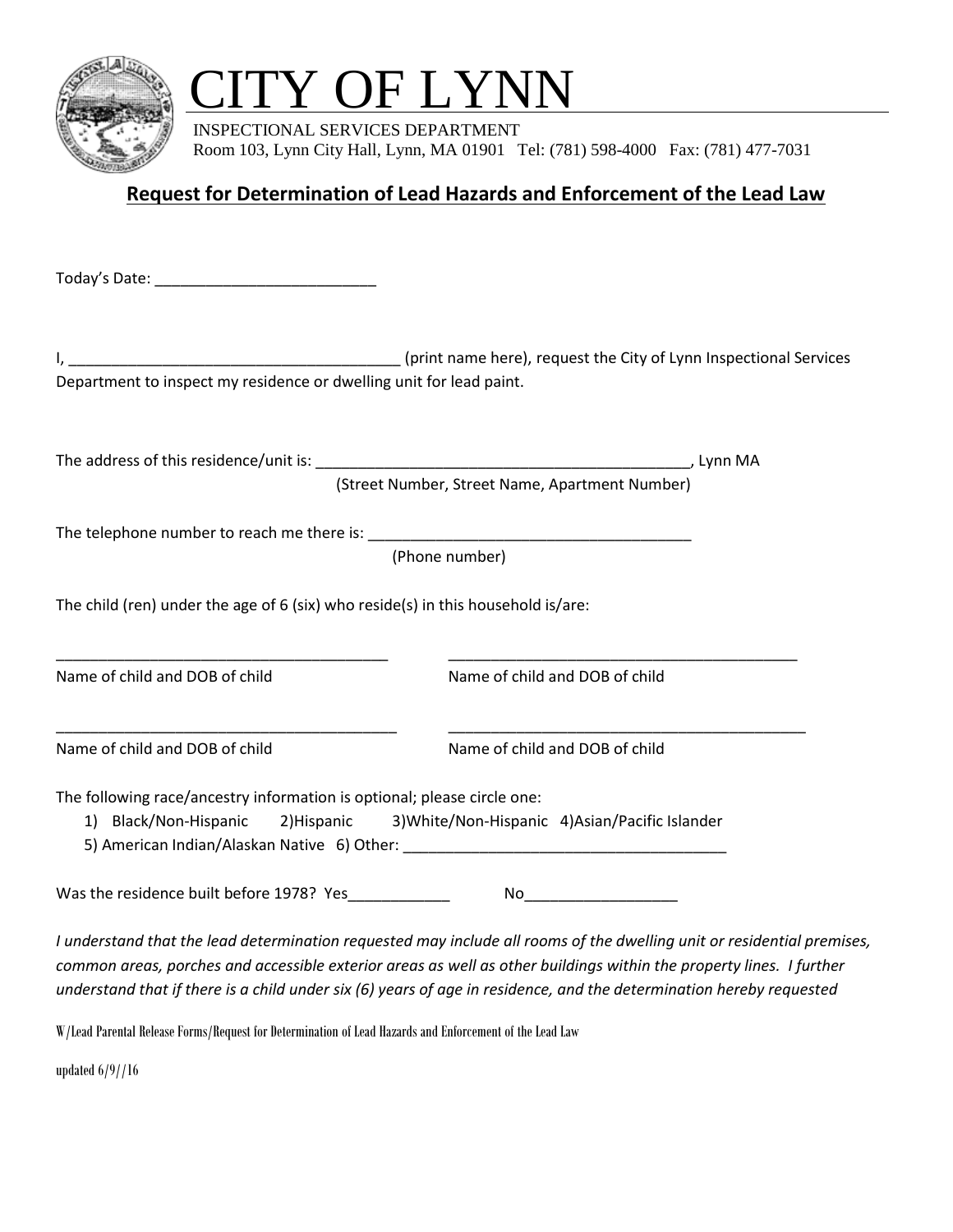# CITY OF LYNN

INSPECTIONAL SERVICES DEPARTMENT
Room 103, Lynn City Hall, Lynn, MA 01901 Tel: (781) 598-4000 Fax: (781) 477-7031

## **Request for Determination of Lead Hazards and Enforcement of the Lead Law**

Today's Date: __________________________

I, ________________________________________ (print name here), request the City of Lynn Inspectional Services Department to inspect my residence or dwelling unit for lead paint.

The address of this residence/unit is: _____________________________________________, Lynn MA
(Street Number, Street Name, Apartment Number)

The telephone number to reach me there is: _______________________________________
(Phone number)

The child (ren) under the age of 6 (six) who reside(s) in this household is/are:

________________________________________
Name of child and DOB of child

________________________________________
Name of child and DOB of child

________________________________________
Name of child and DOB of child

________________________________________
Name of child and DOB of child

The following race/ancestry information is optional; please circle one:
1) Black/Non-Hispanic 2)Hispanic 3)White/Non-Hispanic 4)Asian/Pacific Islander
5) American Indian/Alaskan Native 6) Other: _______________________________________

Was the residence built before 1978? Yes____________ No__________________

*I understand that the lead determination requested may include all rooms of the dwelling unit or residential premises, common areas, porches and accessible exterior areas as well as other buildings within the property lines. I further understand that if there is a child under six (6) years of age in residence, and the determination hereby requested*

W/Lead Parental Release Forms/Request for Determination of Lead Hazards and Enforcement of the Lead Law

updated 6/9//16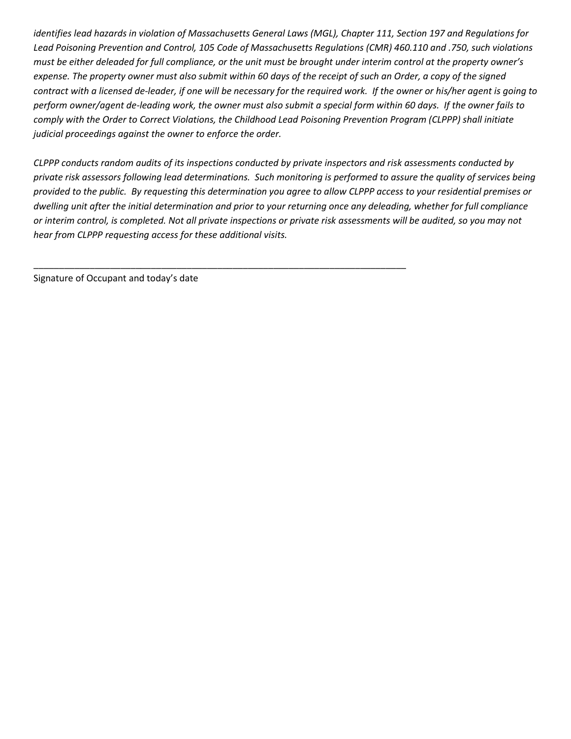*identifies lead hazards in violation of Massachusetts General Laws (MGL), Chapter 111, Section 197 and Regulations for Lead Poisoning Prevention and Control, 105 Code of Massachusetts Regulations (CMR) 460.110 and .750, such violations must be either deleaded for full compliance, or the unit must be brought under interim control at the property owner's expense. The property owner must also submit within 60 days of the receipt of such an Order, a copy of the signed contract with a licensed de-leader, if one will be necessary for the required work. If the owner or his/her agent is going to perform owner/agent de-leading work, the owner must also submit a special form within 60 days. If the owner fails to comply with the Order to Correct Violations, the Childhood Lead Poisoning Prevention Program (CLPPP) shall initiate judicial proceedings against the owner to enforce the order.*

*CLPPP conducts random audits of its inspections conducted by private inspectors and risk assessments conducted by private risk assessors following lead determinations. Such monitoring is performed to assure the quality of services being provided to the public. By requesting this determination you agree to allow CLPPP access to your residential premises or dwelling unit after the initial determination and prior to your returning once any deleading, whether for full compliance or interim control, is completed. Not all private inspections or private risk assessments will be audited, so you may not hear from CLPPP requesting access for these additional visits.*

\_\_\_\_\_\_\_\_\_\_\_\_\_\_\_\_\_\_\_\_\_\_\_\_\_\_\_\_\_\_\_\_\_\_\_\_\_\_\_\_\_\_\_\_\_\_\_\_\_\_\_\_\_\_\_\_\_\_\_\_\_\_\_\_\_\_\_\_\_\_\_\_

Signature of Occupant and today's date